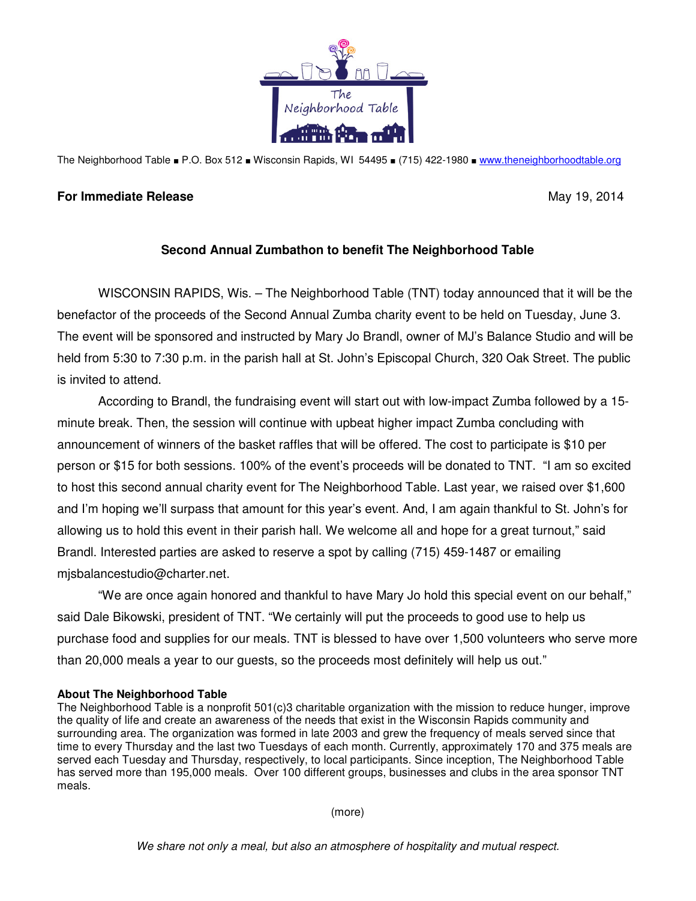The Neighborhood Table

The Neighborhood Table ■ P.O. Box 512 ■ Wisconsin Rapids, WI 54495 ■ (715) 422-1980 ■ www.theneighborhoodtable.org

**For Immediate Release** May 19, 2014

**Second Annual Zumbathon to benefit The Neighborhood Table**

WISCONSIN RAPIDS, Wis. – The Neighborhood Table (TNT) today announced that it will be the benefactor of the proceeds of the Second Annual Zumba charity event to be held on Tuesday, June 3. The event will be sponsored and instructed by Mary Jo Brandl, owner of MJ's Balance Studio and will be held from 5:30 to 7:30 p.m. in the parish hall at St. John's Episcopal Church, 320 Oak Street. The public is invited to attend.

According to Brandl, the fundraising event will start out with low-impact Zumba followed by a 15-minute break. Then, the session will continue with upbeat higher impact Zumba concluding with announcement of winners of the basket raffles that will be offered. The cost to participate is $10 per person or $15 for both sessions. 100% of the event's proceeds will be donated to TNT. "I am so excited to host this second annual charity event for The Neighborhood Table. Last year, we raised over $1,600 and I'm hoping we'll surpass that amount for this year's event. And, I am again thankful to St. John's for allowing us to hold this event in their parish hall. We welcome all and hope for a great turnout," said Brandl. Interested parties are asked to reserve a spot by calling (715) 459-1487 or emailing mjsbalancestudio@charter.net.

"We are once again honored and thankful to have Mary Jo hold this special event on our behalf," said Dale Bikowski, president of TNT. "We certainly will put the proceeds to good use to help us purchase food and supplies for our meals. TNT is blessed to have over 1,500 volunteers who serve more than 20,000 meals a year to our guests, so the proceeds most definitely will help us out."

**About The Neighborhood Table**
The Neighborhood Table is a nonprofit 501(c)3 charitable organization with the mission to reduce hunger, improve the quality of life and create an awareness of the needs that exist in the Wisconsin Rapids community and surrounding area. The organization was formed in late 2003 and grew the frequency of meals served since that time to every Thursday and the last two Tuesdays of each month. Currently, approximately 170 and 375 meals are served each Tuesday and Thursday, respectively, to local participants. Since inception, The Neighborhood Table has served more than 195,000 meals. Over 100 different groups, businesses and clubs in the area sponsor TNT meals.

(more)

*We share not only a meal, but also an atmosphere of hospitality and mutual respect.*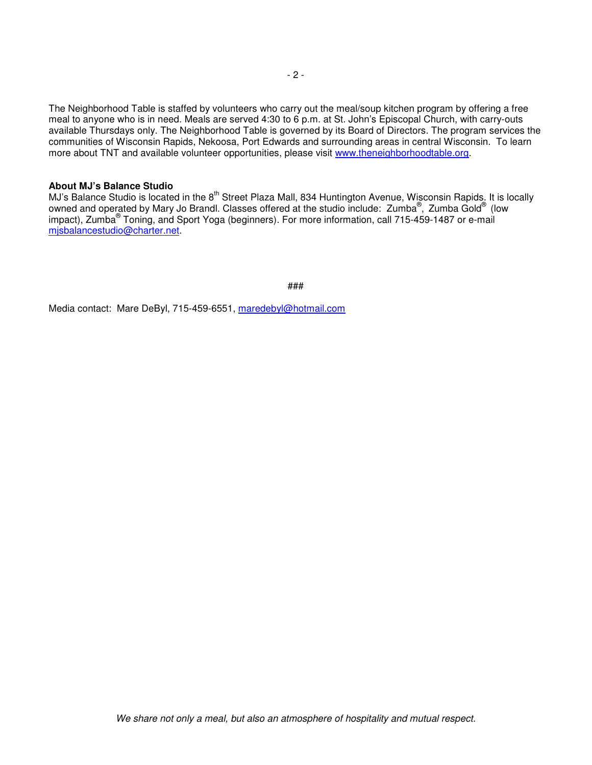The Neighborhood Table is staffed by volunteers who carry out the meal/soup kitchen program by offering a free meal to anyone who is in need. Meals are served 4:30 to 6 p.m. at St. John's Episcopal Church, with carry-outs available Thursdays only. The Neighborhood Table is governed by its Board of Directors. The program services the communities of Wisconsin Rapids, Nekoosa, Port Edwards and surrounding areas in central Wisconsin. To learn more about TNT and available volunteer opportunities, please visit www.theneighborhoodtable.org.

**About MJ's Balance Studio**

MJ's Balance Studio is located in the 8th Street Plaza Mall, 834 Huntington Avenue, Wisconsin Rapids. It is locally owned and operated by Mary Jo Brandl. Classes offered at the studio include: Zumba®, Zumba Gold® (low impact), Zumba® Toning, and Sport Yoga (beginners). For more information, call 715-459-1487 or e-mail mjsbalancestudio@charter.net.

###

Media contact: Mare DeByl, 715-459-6551, maredebyl@hotmail.com

*We share not only a meal, but also an atmosphere of hospitality and mutual respect.*